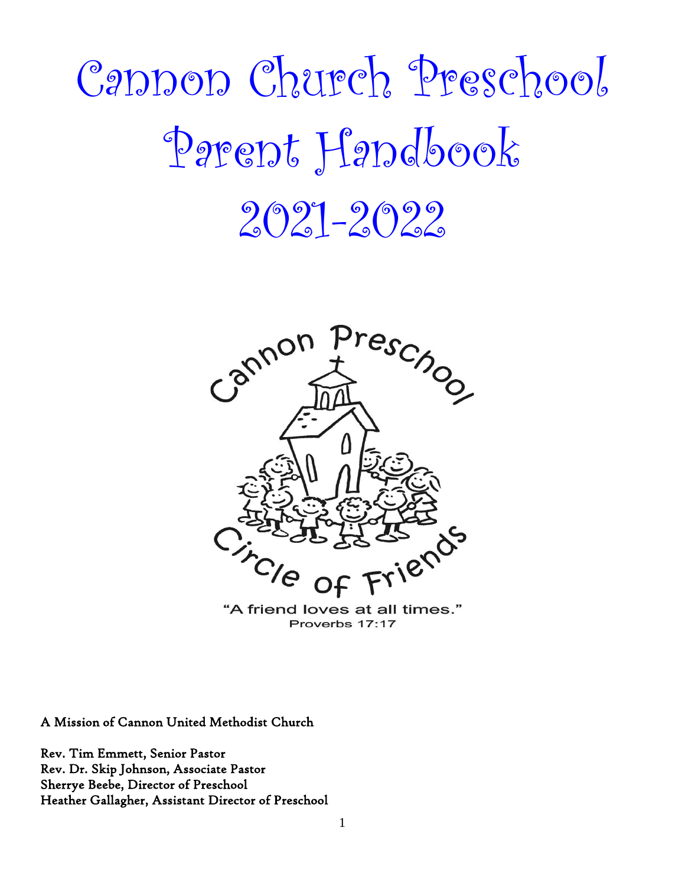# Cannon Church Preschool Parent Handbook 2021-2022

Cannon Preschool

Circle of Friends

"A friend loves at all times."
Proverbs 17:17

A Mission of Cannon United Methodist Church

Rev. Tim Emmett, Senior Pastor
Rev. Dr. Skip Johnson, Associate Pastor
Sherrye Beebe, Director of Preschool
Heather Gallagher, Assistant Director of Preschool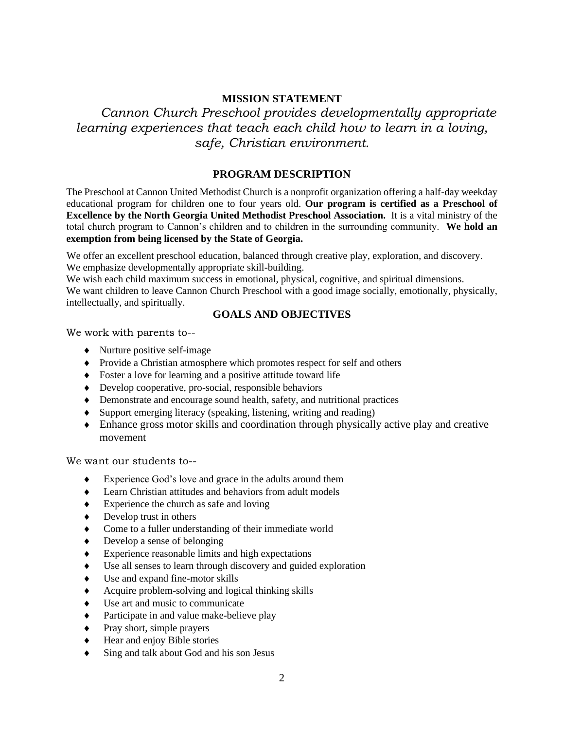## MISSION STATEMENT

*Cannon Church Preschool provides developmentally appropriate learning experiences that teach each child how to learn in a loving, safe, Christian environment.*

## PROGRAM DESCRIPTION

The Preschool at Cannon United Methodist Church is a nonprofit organization offering a half-day weekday educational program for children one to four years old. **Our program is certified as a Preschool of Excellence by the North Georgia United Methodist Preschool Association.** It is a vital ministry of the total church program to Cannon's children and to children in the surrounding community. **We hold an exemption from being licensed by the State of Georgia.**

We offer an excellent preschool education, balanced through creative play, exploration, and discovery.
We emphasize developmentally appropriate skill-building.
We wish each child maximum success in emotional, physical, cognitive, and spiritual dimensions.
We want children to leave Cannon Church Preschool with a good image socially, emotionally, physically, intellectually, and spiritually.

## GOALS AND OBJECTIVES

We work with parents to--

- Nurture positive self-image
- Provide a Christian atmosphere which promotes respect for self and others
- Foster a love for learning and a positive attitude toward life
- Develop cooperative, pro-social, responsible behaviors
- Demonstrate and encourage sound health, safety, and nutritional practices
- Support emerging literacy (speaking, listening, writing and reading)
- Enhance gross motor skills and coordination through physically active play and creative movement

We want our students to--

- Experience God's love and grace in the adults around them
- Learn Christian attitudes and behaviors from adult models
- Experience the church as safe and loving
- Develop trust in others
- Come to a fuller understanding of their immediate world
- Develop a sense of belonging
- Experience reasonable limits and high expectations
- Use all senses to learn through discovery and guided exploration
- Use and expand fine-motor skills
- Acquire problem-solving and logical thinking skills
- Use art and music to communicate
- Participate in and value make-believe play
- Pray short, simple prayers
- Hear and enjoy Bible stories
- Sing and talk about God and his son Jesus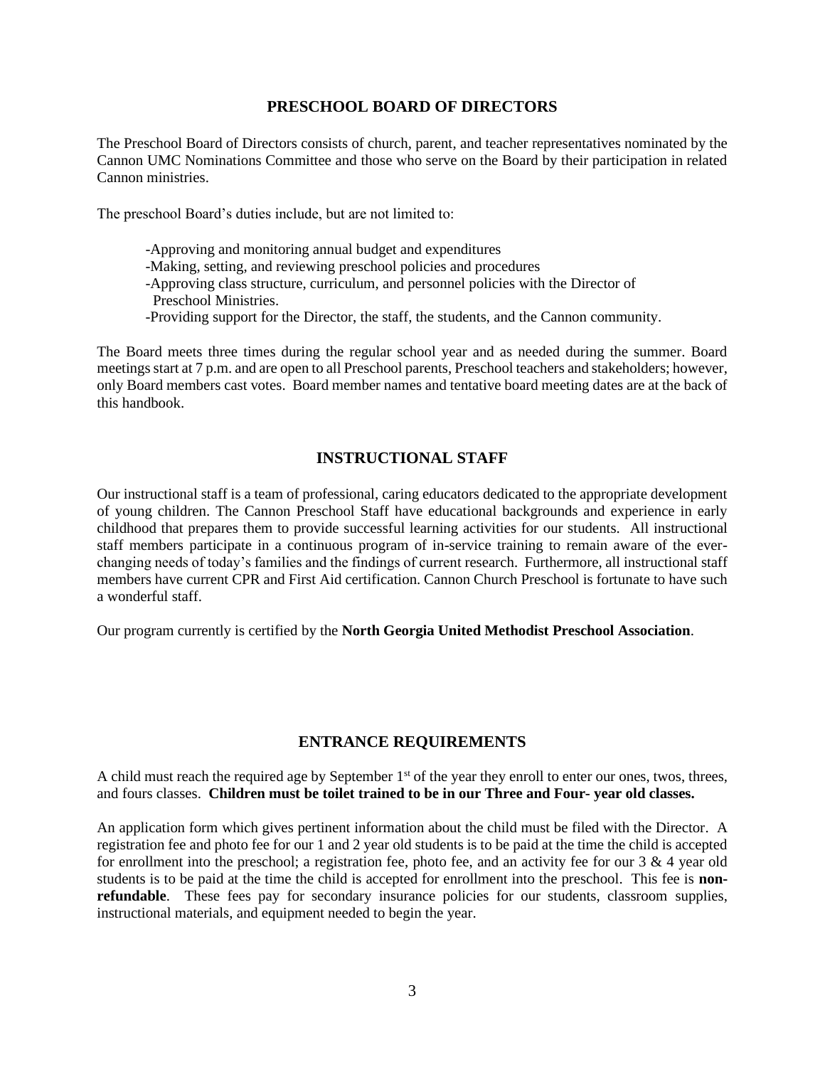## PRESCHOOL BOARD OF DIRECTORS

The Preschool Board of Directors consists of church, parent, and teacher representatives nominated by the Cannon UMC Nominations Committee and those who serve on the Board by their participation in related Cannon ministries.

The preschool Board's duties include, but are not limited to:

- Approving and monitoring annual budget and expenditures
- Making, setting, and reviewing preschool policies and procedures
- Approving class structure, curriculum, and personnel policies with the Director of Preschool Ministries.
- Providing support for the Director, the staff, the students, and the Cannon community.

The Board meets three times during the regular school year and as needed during the summer. Board meetings start at 7 p.m. and are open to all Preschool parents, Preschool teachers and stakeholders; however, only Board members cast votes. Board member names and tentative board meeting dates are at the back of this handbook.

## INSTRUCTIONAL STAFF

Our instructional staff is a team of professional, caring educators dedicated to the appropriate development of young children. The Cannon Preschool Staff have educational backgrounds and experience in early childhood that prepares them to provide successful learning activities for our students. All instructional staff members participate in a continuous program of in-service training to remain aware of the ever-changing needs of today's families and the findings of current research. Furthermore, all instructional staff members have current CPR and First Aid certification. Cannon Church Preschool is fortunate to have such a wonderful staff.

Our program currently is certified by the **North Georgia United Methodist Preschool Association**.

## ENTRANCE REQUIREMENTS

A child must reach the required age by September 1st of the year they enroll to enter our ones, twos, threes, and fours classes. **Children must be toilet trained to be in our Three and Four- year old classes.**

An application form which gives pertinent information about the child must be filed with the Director. A registration fee and photo fee for our 1 and 2 year old students is to be paid at the time the child is accepted for enrollment into the preschool; a registration fee, photo fee, and an activity fee for our 3 & 4 year old students is to be paid at the time the child is accepted for enrollment into the preschool. This fee is **non-refundable**. These fees pay for secondary insurance policies for our students, classroom supplies, instructional materials, and equipment needed to begin the year.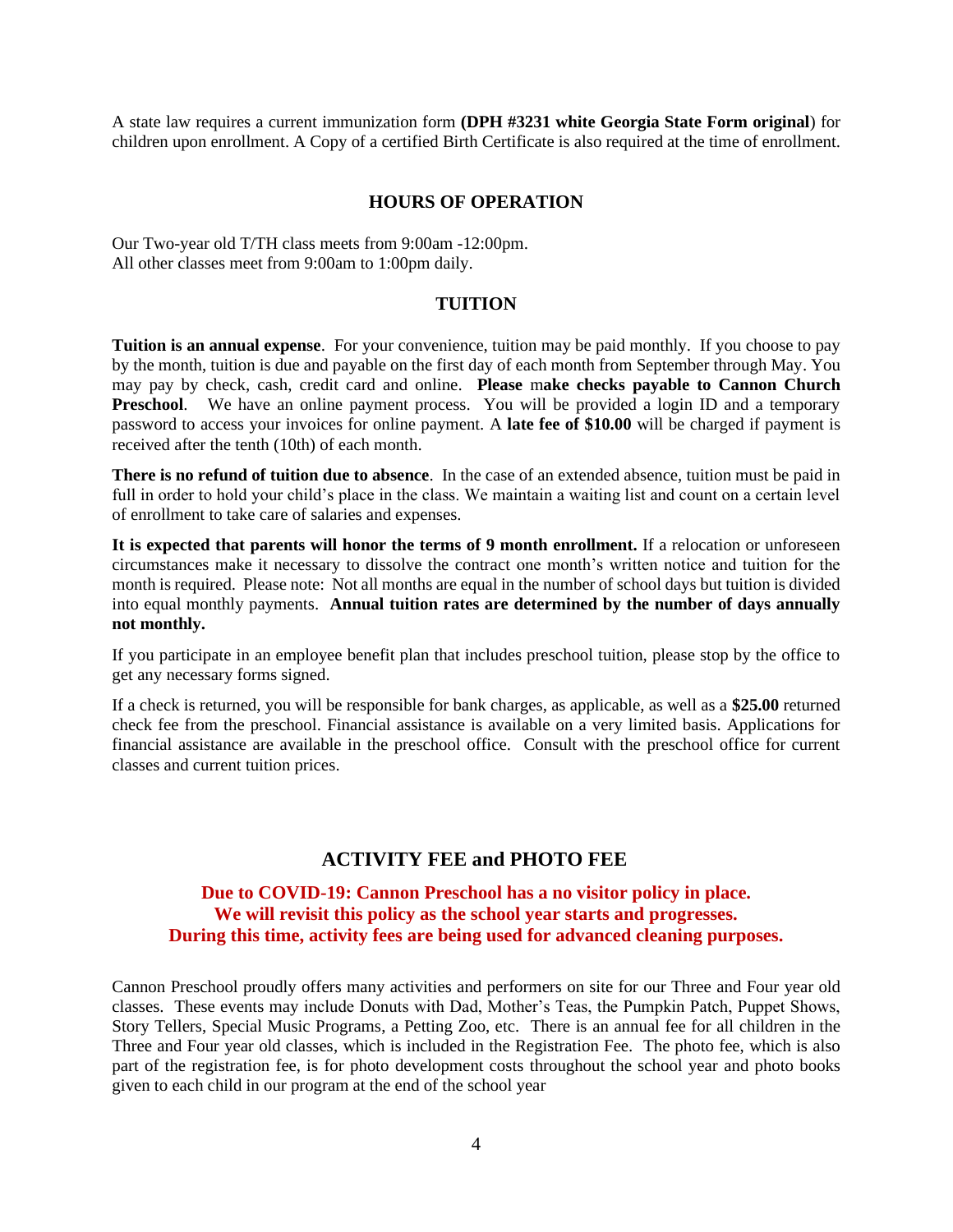A state law requires a current immunization form **(DPH #3231 white Georgia State Form original**) for children upon enrollment. A Copy of a certified Birth Certificate is also required at the time of enrollment.

## HOURS OF OPERATION

Our Two-year old T/TH class meets from 9:00am -12:00pm.
All other classes meet from 9:00am to 1:00pm daily.

## TUITION

**Tuition is an annual expense**. For your convenience, tuition may be paid monthly. If you choose to pay by the month, tuition is due and payable on the first day of each month from September through May. You may pay by check, cash, credit card and online. **Please** m**ake checks payable to Cannon Church Preschool**. We have an online payment process. You will be provided a login ID and a temporary password to access your invoices for online payment. A **late fee of $10.00** will be charged if payment is received after the tenth (10th) of each month.

**There is no refund of tuition due to absence**. In the case of an extended absence, tuition must be paid in full in order to hold your child's place in the class. We maintain a waiting list and count on a certain level of enrollment to take care of salaries and expenses.

**It is expected that parents will honor the terms of 9 month enrollment.** If a relocation or unforeseen circumstances make it necessary to dissolve the contract one month's written notice and tuition for the month is required. Please note: Not all months are equal in the number of school days but tuition is divided into equal monthly payments. **Annual tuition rates are determined by the number of days annually not monthly.**

If you participate in an employee benefit plan that includes preschool tuition, please stop by the office to get any necessary forms signed.

If a check is returned, you will be responsible for bank charges, as applicable, as well as a **$25.00** returned check fee from the preschool. Financial assistance is available on a very limited basis. Applications for financial assistance are available in the preschool office. Consult with the preschool office for current classes and current tuition prices.

## ACTIVITY FEE and PHOTO FEE

**Due to COVID-19: Cannon Preschool has a no visitor policy in place.**
**We will revisit this policy as the school year starts and progresses.**
**During this time, activity fees are being used for advanced cleaning purposes.**

Cannon Preschool proudly offers many activities and performers on site for our Three and Four year old classes. These events may include Donuts with Dad, Mother's Teas, the Pumpkin Patch, Puppet Shows, Story Tellers, Special Music Programs, a Petting Zoo, etc. There is an annual fee for all children in the Three and Four year old classes, which is included in the Registration Fee. The photo fee, which is also part of the registration fee, is for photo development costs throughout the school year and photo books given to each child in our program at the end of the school year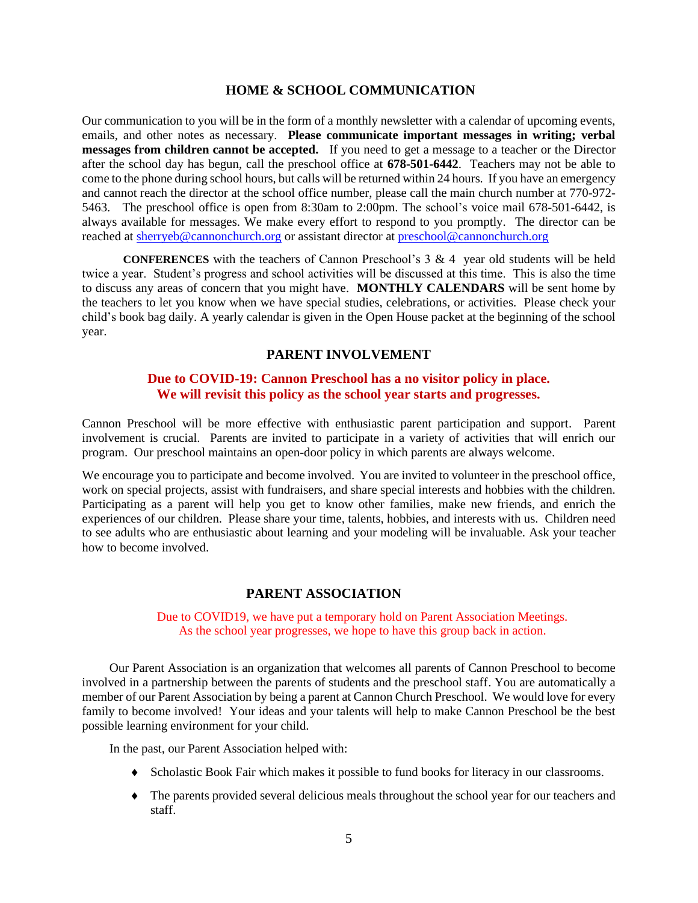## HOME & SCHOOL COMMUNICATION

Our communication to you will be in the form of a monthly newsletter with a calendar of upcoming events, emails, and other notes as necessary. **Please communicate important messages in writing; verbal messages from children cannot be accepted.** If you need to get a message to a teacher or the Director after the school day has begun, call the preschool office at **678-501-6442**. Teachers may not be able to come to the phone during school hours, but calls will be returned within 24 hours. If you have an emergency and cannot reach the director at the school office number, please call the main church number at 770-972-5463. The preschool office is open from 8:30am to 2:00pm. The school's voice mail 678-501-6442, is always available for messages. We make every effort to respond to you promptly. The director can be reached at sherryeb@cannonchurch.org or assistant director at preschool@cannonchurch.org

**CONFERENCES** with the teachers of Cannon Preschool's 3 & 4 year old students will be held twice a year. Student's progress and school activities will be discussed at this time. This is also the time to discuss any areas of concern that you might have. **MONTHLY CALENDARS** will be sent home by the teachers to let you know when we have special studies, celebrations, or activities. Please check your child's book bag daily. A yearly calendar is given in the Open House packet at the beginning of the school year.

## PARENT INVOLVEMENT

**Due to COVID-19: Cannon Preschool has a no visitor policy in place. We will revisit this policy as the school year starts and progresses.**

Cannon Preschool will be more effective with enthusiastic parent participation and support. Parent involvement is crucial. Parents are invited to participate in a variety of activities that will enrich our program. Our preschool maintains an open-door policy in which parents are always welcome.

We encourage you to participate and become involved. You are invited to volunteer in the preschool office, work on special projects, assist with fundraisers, and share special interests and hobbies with the children. Participating as a parent will help you get to know other families, make new friends, and enrich the experiences of our children. Please share your time, talents, hobbies, and interests with us. Children need to see adults who are enthusiastic about learning and your modeling will be invaluable. Ask your teacher how to become involved.

## PARENT ASSOCIATION

Due to COVID19, we have put a temporary hold on Parent Association Meetings. As the school year progresses, we hope to have this group back in action.

Our Parent Association is an organization that welcomes all parents of Cannon Preschool to become involved in a partnership between the parents of students and the preschool staff. You are automatically a member of our Parent Association by being a parent at Cannon Church Preschool. We would love for every family to become involved! Your ideas and your talents will help to make Cannon Preschool be the best possible learning environment for your child.

In the past, our Parent Association helped with:

- Scholastic Book Fair which makes it possible to fund books for literacy in our classrooms.
- The parents provided several delicious meals throughout the school year for our teachers and staff.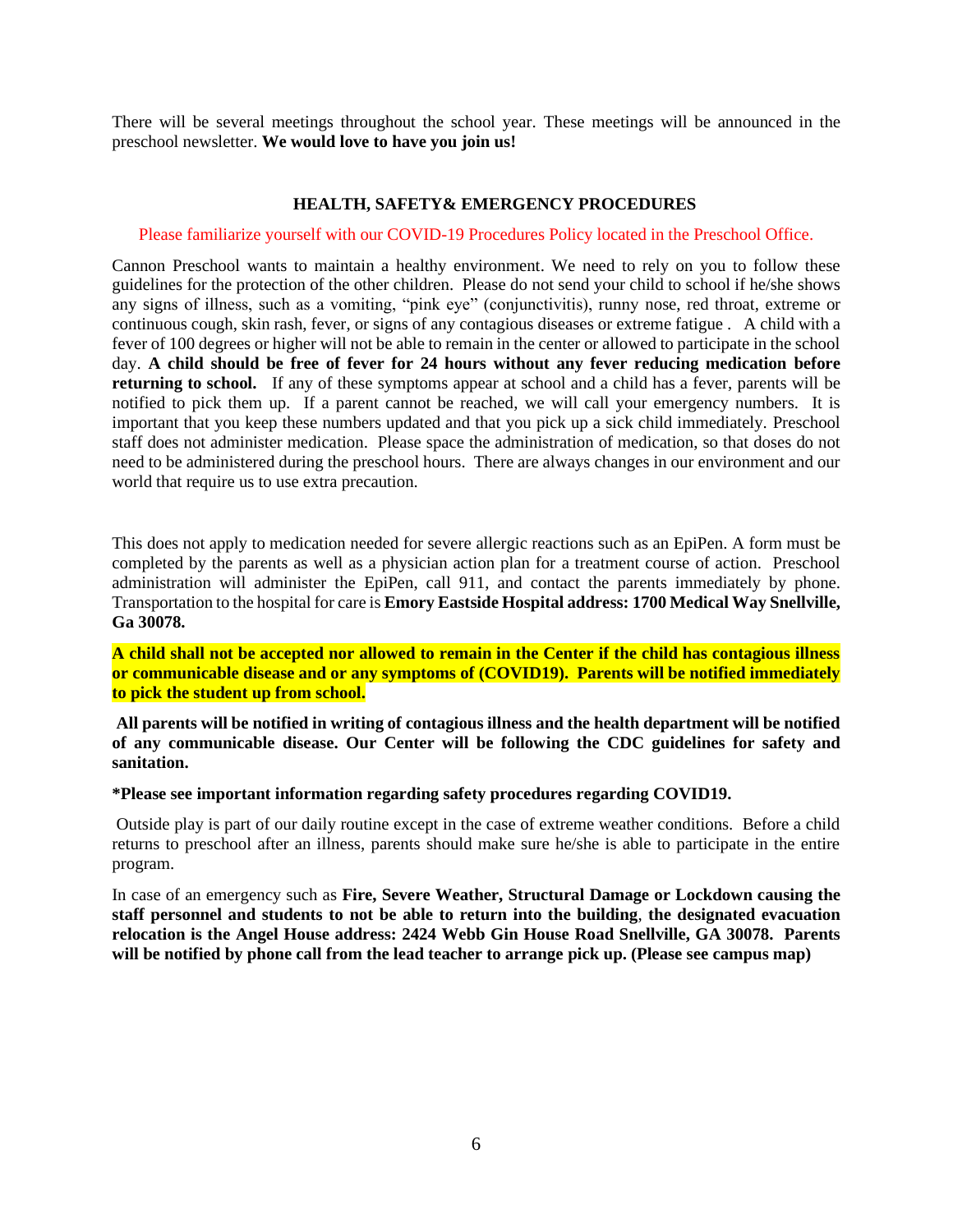There will be several meetings throughout the school year. These meetings will be announced in the preschool newsletter. **We would love to have you join us!**

## HEALTH, SAFETY& EMERGENCY PROCEDURES

Please familiarize yourself with our COVID-19 Procedures Policy located in the Preschool Office.

Cannon Preschool wants to maintain a healthy environment. We need to rely on you to follow these guidelines for the protection of the other children. Please do not send your child to school if he/she shows any signs of illness, such as a vomiting, "pink eye" (conjunctivitis), runny nose, red throat, extreme or continuous cough, skin rash, fever, or signs of any contagious diseases or extreme fatigue . A child with a fever of 100 degrees or higher will not be able to remain in the center or allowed to participate in the school day. **A child should be free of fever for 24 hours without any fever reducing medication before returning to school.** If any of these symptoms appear at school and a child has a fever, parents will be notified to pick them up. If a parent cannot be reached, we will call your emergency numbers. It is important that you keep these numbers updated and that you pick up a sick child immediately. Preschool staff does not administer medication. Please space the administration of medication, so that doses do not need to be administered during the preschool hours. There are always changes in our environment and our world that require us to use extra precaution.

This does not apply to medication needed for severe allergic reactions such as an EpiPen. A form must be completed by the parents as well as a physician action plan for a treatment course of action. Preschool administration will administer the EpiPen, call 911, and contact the parents immediately by phone. Transportation to the hospital for care is **Emory Eastside Hospital address: 1700 Medical Way Snellville, Ga 30078.**

**A child shall not be accepted nor allowed to remain in the Center if the child has contagious illness or communicable disease and or any symptoms of (COVID19). Parents will be notified immediately to pick the student up from school.**

**All parents will be notified in writing of contagious illness and the health department will be notified of any communicable disease. Our Center will be following the CDC guidelines for safety and sanitation.**

***Please see important information regarding safety procedures regarding COVID19.**

Outside play is part of our daily routine except in the case of extreme weather conditions. Before a child returns to preschool after an illness, parents should make sure he/she is able to participate in the entire program.

In case of an emergency such as **Fire, Severe Weather, Structural Damage or Lockdown causing the staff personnel and students to not be able to return into the building**, **the designated evacuation relocation is the Angel House address: 2424 Webb Gin House Road Snellville, GA 30078. Parents will be notified by phone call from the lead teacher to arrange pick up. (Please see campus map)**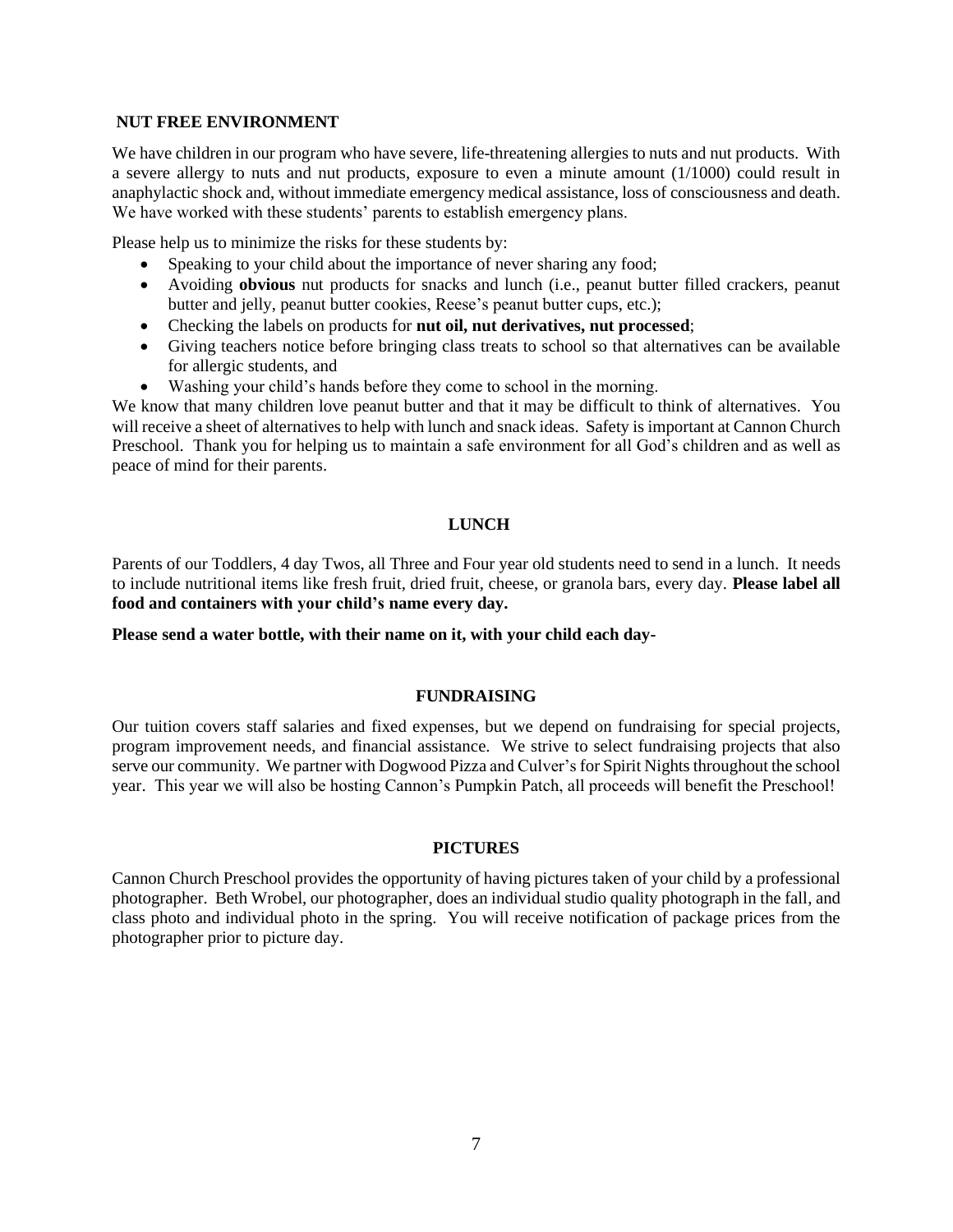## NUT FREE ENVIRONMENT

We have children in our program who have severe, life-threatening allergies to nuts and nut products. With a severe allergy to nuts and nut products, exposure to even a minute amount (1/1000) could result in anaphylactic shock and, without immediate emergency medical assistance, loss of consciousness and death. We have worked with these students' parents to establish emergency plans.

Please help us to minimize the risks for these students by:

- Speaking to your child about the importance of never sharing any food;
- Avoiding **obvious** nut products for snacks and lunch (i.e., peanut butter filled crackers, peanut butter and jelly, peanut butter cookies, Reese's peanut butter cups, etc.);
- Checking the labels on products for **nut oil, nut derivatives, nut processed**;
- Giving teachers notice before bringing class treats to school so that alternatives can be available for allergic students, and
- Washing your child's hands before they come to school in the morning.

We know that many children love peanut butter and that it may be difficult to think of alternatives. You will receive a sheet of alternatives to help with lunch and snack ideas. Safety is important at Cannon Church Preschool. Thank you for helping us to maintain a safe environment for all God's children and as well as peace of mind for their parents.

## LUNCH

Parents of our Toddlers, 4 day Twos, all Three and Four year old students need to send in a lunch. It needs to include nutritional items like fresh fruit, dried fruit, cheese, or granola bars, every day. **Please label all food and containers with your child's name every day.**

**Please send a water bottle, with their name on it, with your child each day-**

## FUNDRAISING

Our tuition covers staff salaries and fixed expenses, but we depend on fundraising for special projects, program improvement needs, and financial assistance. We strive to select fundraising projects that also serve our community. We partner with Dogwood Pizza and Culver's for Spirit Nights throughout the school year. This year we will also be hosting Cannon's Pumpkin Patch, all proceeds will benefit the Preschool!

## PICTURES

Cannon Church Preschool provides the opportunity of having pictures taken of your child by a professional photographer. Beth Wrobel, our photographer, does an individual studio quality photograph in the fall, and class photo and individual photo in the spring. You will receive notification of package prices from the photographer prior to picture day.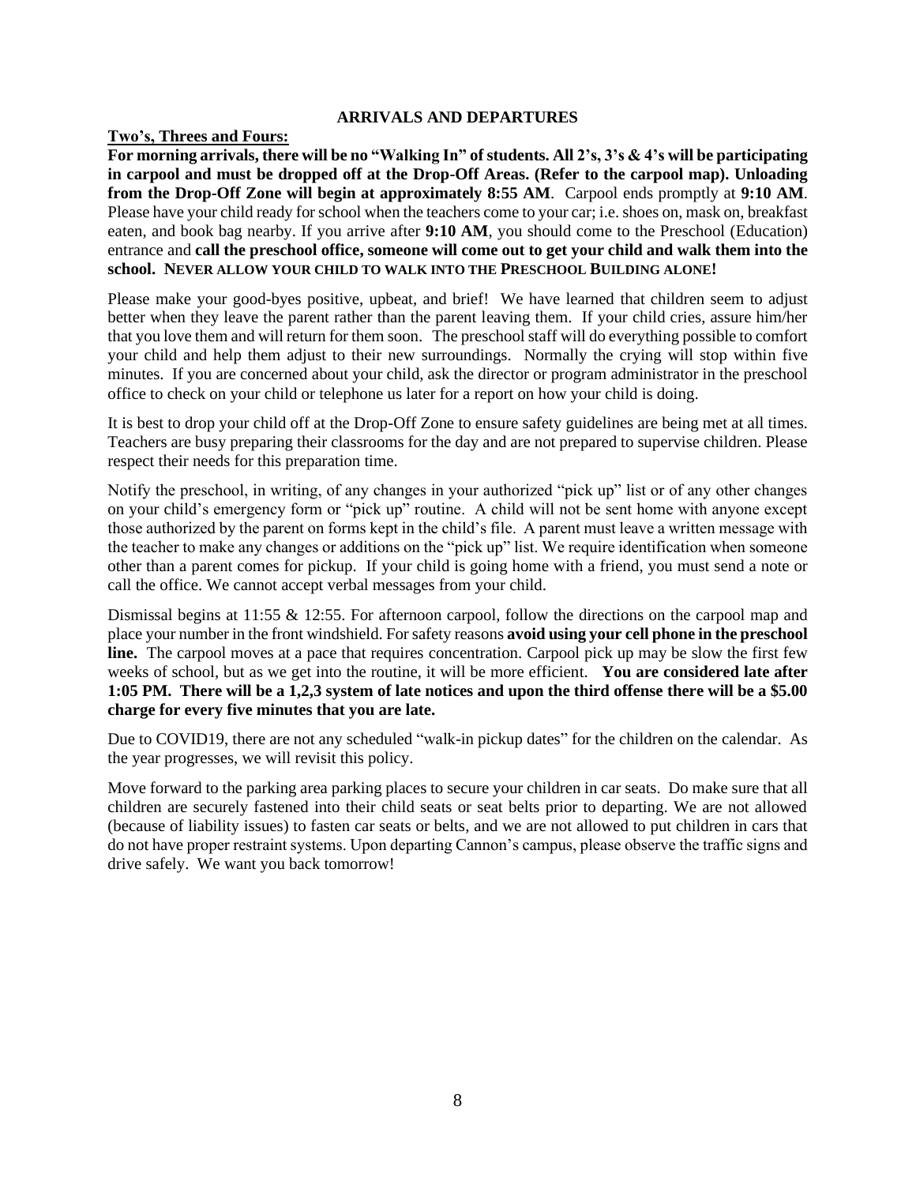## ARRIVALS AND DEPARTURES

**Two's, Threes and Fours:**

**For morning arrivals, there will be no "Walking In" of students. All 2's, 3's & 4's will be participating in carpool and must be dropped off at the Drop-Off Areas. (Refer to the carpool map). Unloading from the Drop-Off Zone will begin at approximately 8:55 AM**. Carpool ends promptly at **9:10 AM**. Please have your child ready for school when the teachers come to your car; i.e. shoes on, mask on, breakfast eaten, and book bag nearby. If you arrive after **9:10 AM**, you should come to the Preschool (Education) entrance and **call the preschool office, someone will come out to get your child and walk them into the school. NEVER ALLOW YOUR CHILD TO WALK INTO THE PRESCHOOL BUILDING ALONE!**

Please make your good-byes positive, upbeat, and brief! We have learned that children seem to adjust better when they leave the parent rather than the parent leaving them. If your child cries, assure him/her that you love them and will return for them soon. The preschool staff will do everything possible to comfort your child and help them adjust to their new surroundings. Normally the crying will stop within five minutes. If you are concerned about your child, ask the director or program administrator in the preschool office to check on your child or telephone us later for a report on how your child is doing.

It is best to drop your child off at the Drop-Off Zone to ensure safety guidelines are being met at all times. Teachers are busy preparing their classrooms for the day and are not prepared to supervise children. Please respect their needs for this preparation time.

Notify the preschool, in writing, of any changes in your authorized "pick up" list or of any other changes on your child's emergency form or "pick up" routine. A child will not be sent home with anyone except those authorized by the parent on forms kept in the child's file. A parent must leave a written message with the teacher to make any changes or additions on the "pick up" list. We require identification when someone other than a parent comes for pickup. If your child is going home with a friend, you must send a note or call the office. We cannot accept verbal messages from your child.

Dismissal begins at 11:55 & 12:55. For afternoon carpool, follow the directions on the carpool map and place your number in the front windshield. For safety reasons **avoid using your cell phone in the preschool line.** The carpool moves at a pace that requires concentration. Carpool pick up may be slow the first few weeks of school, but as we get into the routine, it will be more efficient. **You are considered late after 1:05 PM. There will be a 1,2,3 system of late notices and upon the third offense there will be a $5.00 charge for every five minutes that you are late.**

Due to COVID19, there are not any scheduled "walk-in pickup dates" for the children on the calendar. As the year progresses, we will revisit this policy.

Move forward to the parking area parking places to secure your children in car seats. Do make sure that all children are securely fastened into their child seats or seat belts prior to departing. We are not allowed (because of liability issues) to fasten car seats or belts, and we are not allowed to put children in cars that do not have proper restraint systems. Upon departing Cannon's campus, please observe the traffic signs and drive safely. We want you back tomorrow!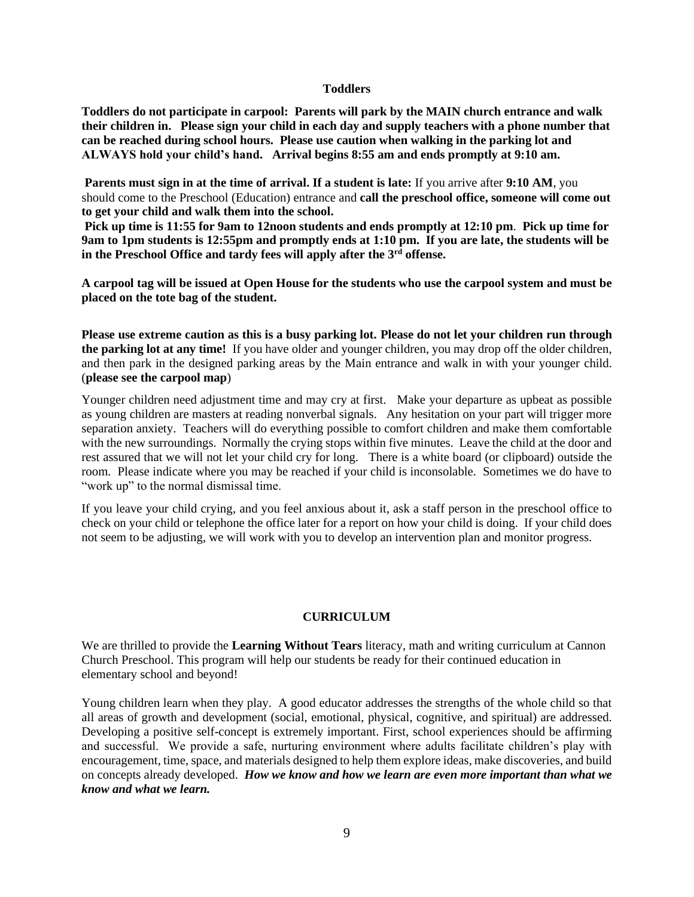## Toddlers

**Toddlers do not participate in carpool: Parents will park by the MAIN church entrance and walk their children in. Please sign your child in each day and supply teachers with a phone number that can be reached during school hours. Please use caution when walking in the parking lot and ALWAYS hold your child's hand. Arrival begins 8:55 am and ends promptly at 9:10 am.**

**Parents must sign in at the time of arrival. If a student is late:** If you arrive after **9:10 AM**, you should come to the Preschool (Education) entrance and **call the preschool office, someone will come out to get your child and walk them into the school.**

**Pick up time is 11:55 for 9am to 12noon students and ends promptly at 12:10 pm. Pick up time for 9am to 1pm students is 12:55pm and promptly ends at 1:10 pm. If you are late, the students will be in the Preschool Office and tardy fees will apply after the 3rd offense.**

**A carpool tag will be issued at Open House for the students who use the carpool system and must be placed on the tote bag of the student.**

**Please use extreme caution as this is a busy parking lot. Please do not let your children run through the parking lot at any time!** If you have older and younger children, you may drop off the older children, and then park in the designed parking areas by the Main entrance and walk in with your younger child. (**please see the carpool map**)

Younger children need adjustment time and may cry at first. Make your departure as upbeat as possible as young children are masters at reading nonverbal signals. Any hesitation on your part will trigger more separation anxiety. Teachers will do everything possible to comfort children and make them comfortable with the new surroundings. Normally the crying stops within five minutes. Leave the child at the door and rest assured that we will not let your child cry for long. There is a white board (or clipboard) outside the room. Please indicate where you may be reached if your child is inconsolable. Sometimes we do have to "work up" to the normal dismissal time.

If you leave your child crying, and you feel anxious about it, ask a staff person in the preschool office to check on your child or telephone the office later for a report on how your child is doing. If your child does not seem to be adjusting, we will work with you to develop an intervention plan and monitor progress.

## CURRICULUM

We are thrilled to provide the **Learning Without Tears** literacy, math and writing curriculum at Cannon Church Preschool. This program will help our students be ready for their continued education in elementary school and beyond!

Young children learn when they play. A good educator addresses the strengths of the whole child so that all areas of growth and development (social, emotional, physical, cognitive, and spiritual) are addressed. Developing a positive self-concept is extremely important. First, school experiences should be affirming and successful. We provide a safe, nurturing environment where adults facilitate children's play with encouragement, time, space, and materials designed to help them explore ideas, make discoveries, and build on concepts already developed. ***How we know and how we learn are even more important than what we know and what we learn.***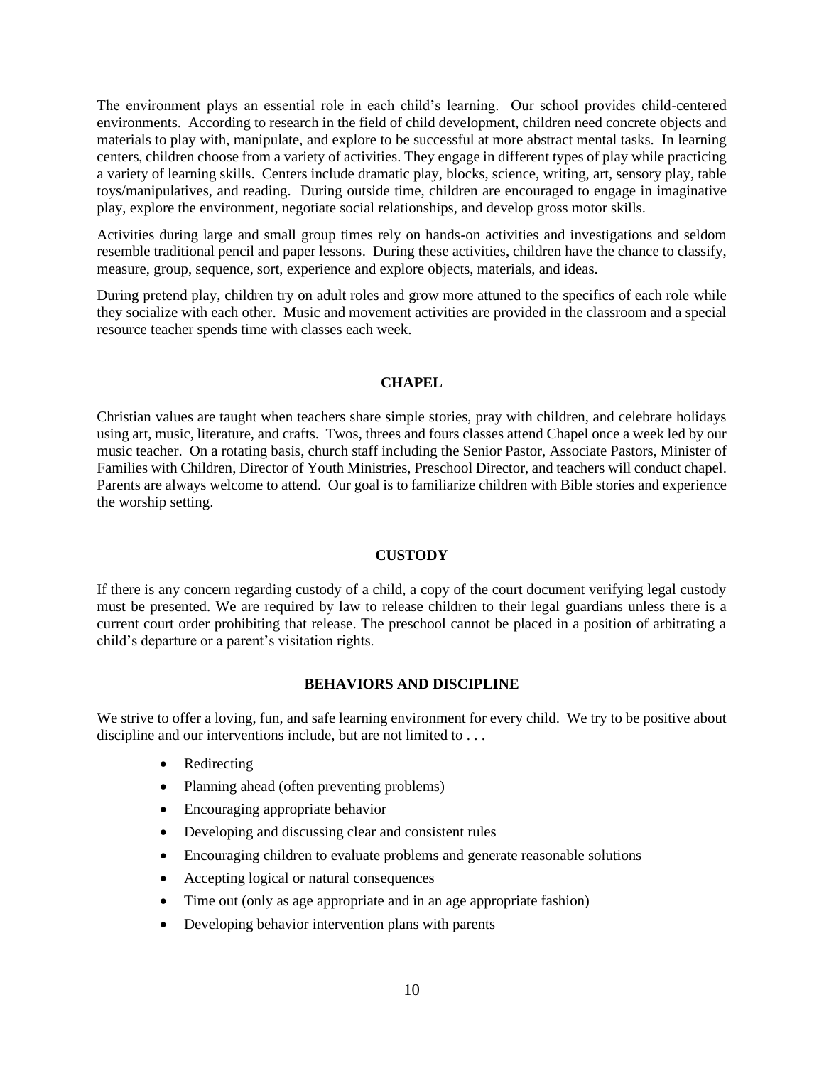The environment plays an essential role in each child's learning. Our school provides child-centered environments. According to research in the field of child development, children need concrete objects and materials to play with, manipulate, and explore to be successful at more abstract mental tasks. In learning centers, children choose from a variety of activities. They engage in different types of play while practicing a variety of learning skills. Centers include dramatic play, blocks, science, writing, art, sensory play, table toys/manipulatives, and reading. During outside time, children are encouraged to engage in imaginative play, explore the environment, negotiate social relationships, and develop gross motor skills.

Activities during large and small group times rely on hands-on activities and investigations and seldom resemble traditional pencil and paper lessons. During these activities, children have the chance to classify, measure, group, sequence, sort, experience and explore objects, materials, and ideas.

During pretend play, children try on adult roles and grow more attuned to the specifics of each role while they socialize with each other. Music and movement activities are provided in the classroom and a special resource teacher spends time with classes each week.

## CHAPEL

Christian values are taught when teachers share simple stories, pray with children, and celebrate holidays using art, music, literature, and crafts. Twos, threes and fours classes attend Chapel once a week led by our music teacher. On a rotating basis, church staff including the Senior Pastor, Associate Pastors, Minister of Families with Children, Director of Youth Ministries, Preschool Director, and teachers will conduct chapel. Parents are always welcome to attend. Our goal is to familiarize children with Bible stories and experience the worship setting.

## CUSTODY

If there is any concern regarding custody of a child, a copy of the court document verifying legal custody must be presented. We are required by law to release children to their legal guardians unless there is a current court order prohibiting that release. The preschool cannot be placed in a position of arbitrating a child's departure or a parent's visitation rights.

## BEHAVIORS AND DISCIPLINE

We strive to offer a loving, fun, and safe learning environment for every child. We try to be positive about discipline and our interventions include, but are not limited to . . .

- Redirecting
- Planning ahead (often preventing problems)
- Encouraging appropriate behavior
- Developing and discussing clear and consistent rules
- Encouraging children to evaluate problems and generate reasonable solutions
- Accepting logical or natural consequences
- Time out (only as age appropriate and in an age appropriate fashion)
- Developing behavior intervention plans with parents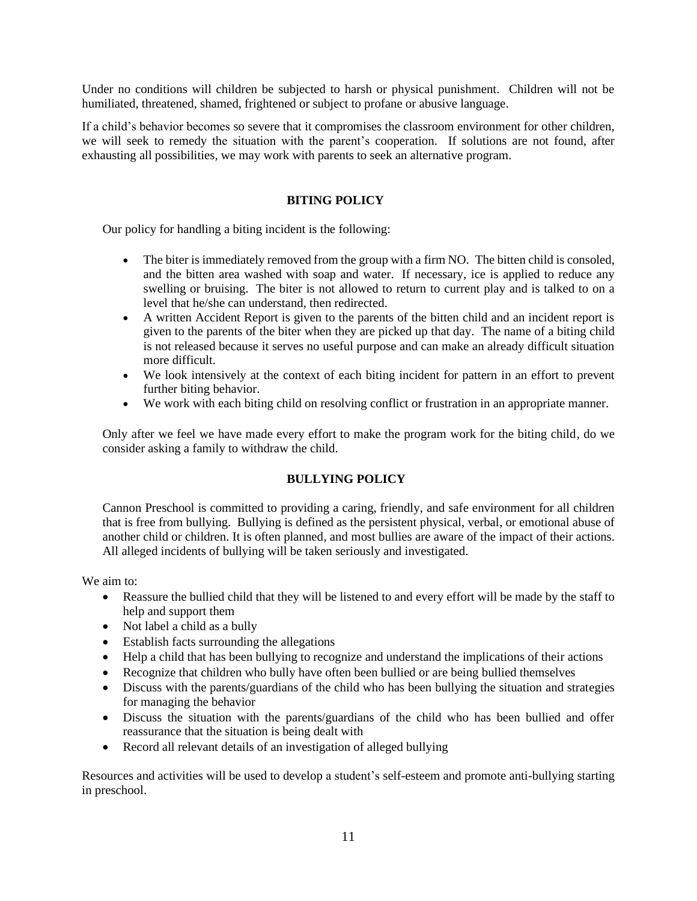Under no conditions will children be subjected to harsh or physical punishment. Children will not be humiliated, threatened, shamed, frightened or subject to profane or abusive language.

If a child's behavior becomes so severe that it compromises the classroom environment for other children, we will seek to remedy the situation with the parent's cooperation. If solutions are not found, after exhausting all possibilities, we may work with parents to seek an alternative program.

## BITING POLICY

Our policy for handling a biting incident is the following:

- The biter is immediately removed from the group with a firm NO. The bitten child is consoled, and the bitten area washed with soap and water. If necessary, ice is applied to reduce any swelling or bruising. The biter is not allowed to return to current play and is talked to on a level that he/she can understand, then redirected.
- A written Accident Report is given to the parents of the bitten child and an incident report is given to the parents of the biter when they are picked up that day. The name of a biting child is not released because it serves no useful purpose and can make an already difficult situation more difficult.
- We look intensively at the context of each biting incident for pattern in an effort to prevent further biting behavior.
- We work with each biting child on resolving conflict or frustration in an appropriate manner.

Only after we feel we have made every effort to make the program work for the biting child, do we consider asking a family to withdraw the child.

## BULLYING POLICY

Cannon Preschool is committed to providing a caring, friendly, and safe environment for all children that is free from bullying. Bullying is defined as the persistent physical, verbal, or emotional abuse of another child or children. It is often planned, and most bullies are aware of the impact of their actions. All alleged incidents of bullying will be taken seriously and investigated.

We aim to:

- Reassure the bullied child that they will be listened to and every effort will be made by the staff to help and support them
- Not label a child as a bully
- Establish facts surrounding the allegations
- Help a child that has been bullying to recognize and understand the implications of their actions
- Recognize that children who bully have often been bullied or are being bullied themselves
- Discuss with the parents/guardians of the child who has been bullying the situation and strategies for managing the behavior
- Discuss the situation with the parents/guardians of the child who has been bullied and offer reassurance that the situation is being dealt with
- Record all relevant details of an investigation of alleged bullying

Resources and activities will be used to develop a student's self-esteem and promote anti-bullying starting in preschool.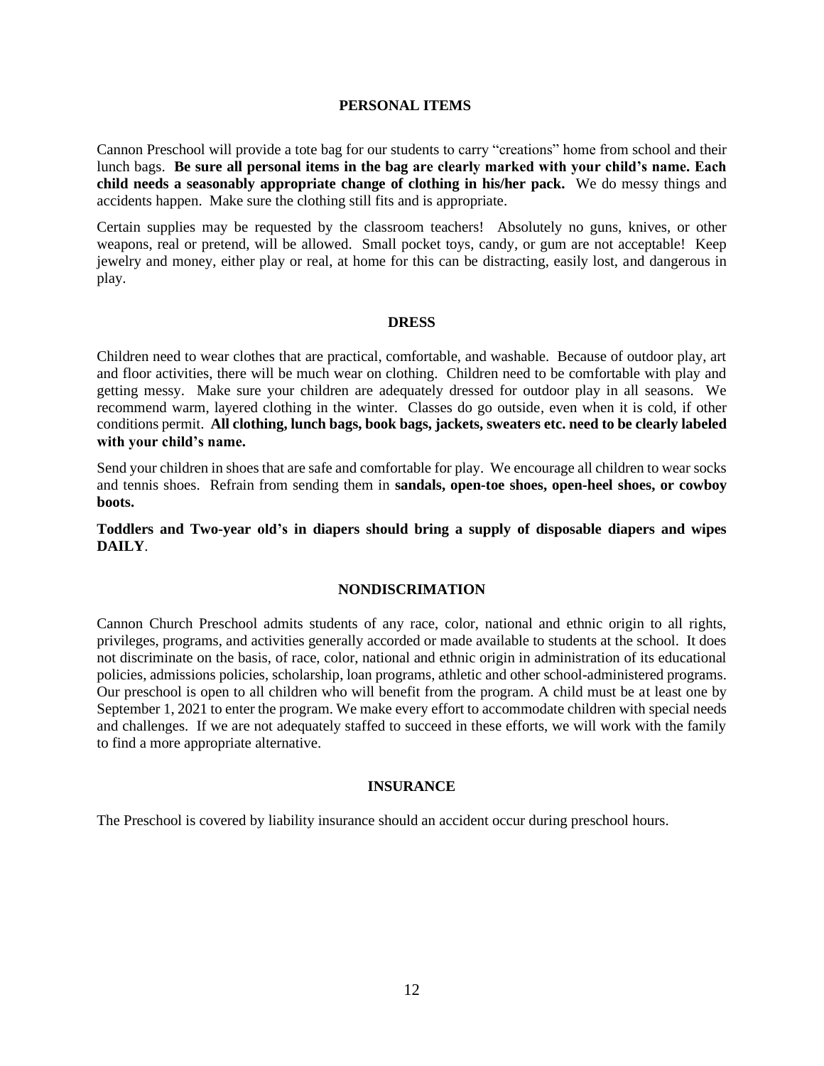## PERSONAL ITEMS

Cannon Preschool will provide a tote bag for our students to carry "creations" home from school and their lunch bags. **Be sure all personal items in the bag are clearly marked with your child's name. Each child needs a seasonably appropriate change of clothing in his/her pack.** We do messy things and accidents happen. Make sure the clothing still fits and is appropriate.

Certain supplies may be requested by the classroom teachers! Absolutely no guns, knives, or other weapons, real or pretend, will be allowed. Small pocket toys, candy, or gum are not acceptable! Keep jewelry and money, either play or real, at home for this can be distracting, easily lost, and dangerous in play.

## DRESS

Children need to wear clothes that are practical, comfortable, and washable. Because of outdoor play, art and floor activities, there will be much wear on clothing. Children need to be comfortable with play and getting messy. Make sure your children are adequately dressed for outdoor play in all seasons. We recommend warm, layered clothing in the winter. Classes do go outside, even when it is cold, if other conditions permit. **All clothing, lunch bags, book bags, jackets, sweaters etc. need to be clearly labeled with your child's name.**

Send your children in shoes that are safe and comfortable for play. We encourage all children to wear socks and tennis shoes. Refrain from sending them in **sandals, open-toe shoes, open-heel shoes, or cowboy boots.**

**Toddlers and Two-year old's in diapers should bring a supply of disposable diapers and wipes DAILY**.

## NONDISCRIMATION

Cannon Church Preschool admits students of any race, color, national and ethnic origin to all rights, privileges, programs, and activities generally accorded or made available to students at the school. It does not discriminate on the basis, of race, color, national and ethnic origin in administration of its educational policies, admissions policies, scholarship, loan programs, athletic and other school-administered programs. Our preschool is open to all children who will benefit from the program. A child must be at least one by September 1, 2021 to enter the program. We make every effort to accommodate children with special needs and challenges. If we are not adequately staffed to succeed in these efforts, we will work with the family to find a more appropriate alternative.

## INSURANCE

The Preschool is covered by liability insurance should an accident occur during preschool hours.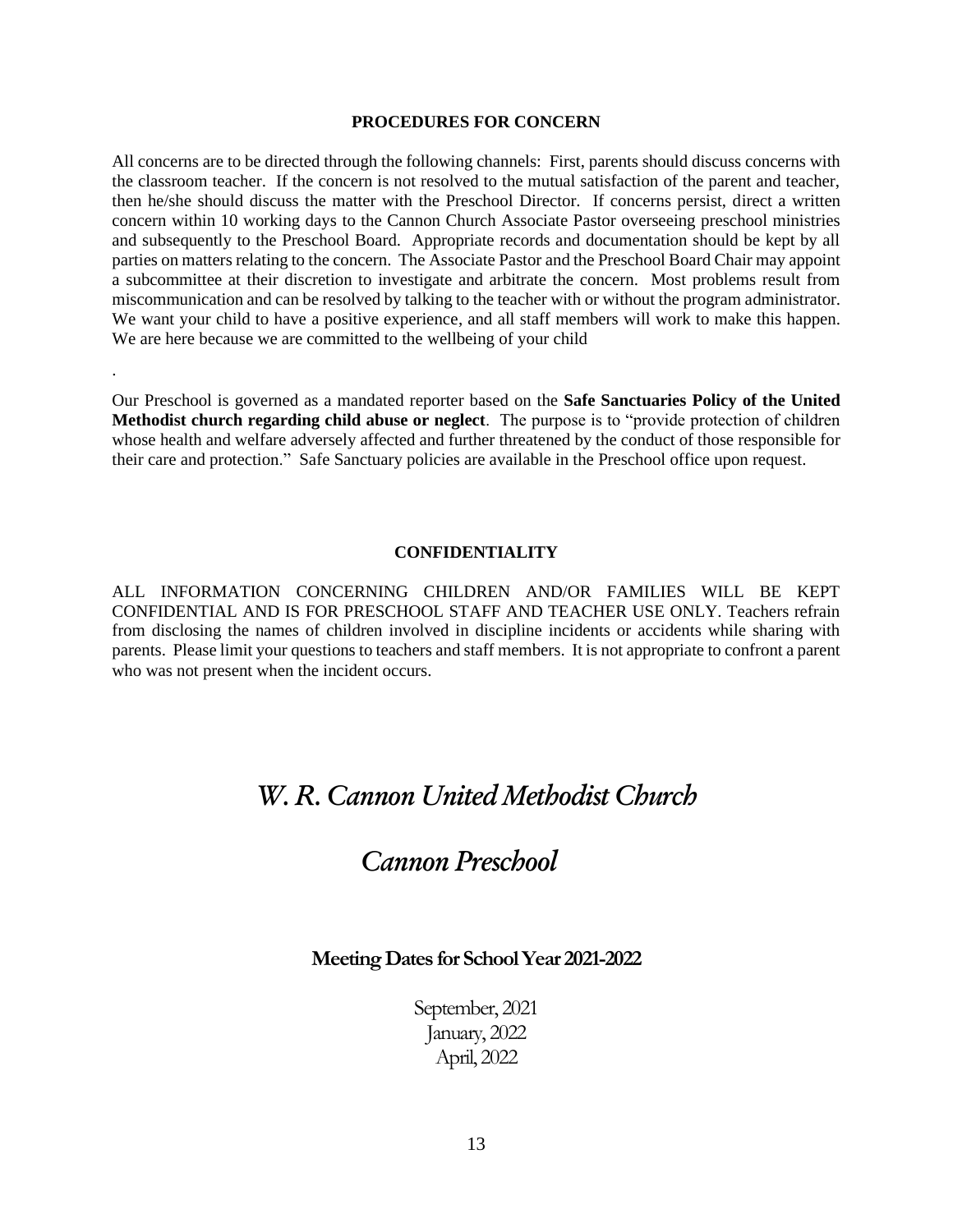## PROCEDURES FOR CONCERN

All concerns are to be directed through the following channels: First, parents should discuss concerns with the classroom teacher. If the concern is not resolved to the mutual satisfaction of the parent and teacher, then he/she should discuss the matter with the Preschool Director. If concerns persist, direct a written concern within 10 working days to the Cannon Church Associate Pastor overseeing preschool ministries and subsequently to the Preschool Board. Appropriate records and documentation should be kept by all parties on matters relating to the concern. The Associate Pastor and the Preschool Board Chair may appoint a subcommittee at their discretion to investigate and arbitrate the concern. Most problems result from miscommunication and can be resolved by talking to the teacher with or without the program administrator. We want your child to have a positive experience, and all staff members will work to make this happen. We are here because we are committed to the wellbeing of your child

.

Our Preschool is governed as a mandated reporter based on the **Safe Sanctuaries Policy of the United Methodist church regarding child abuse or neglect**. The purpose is to "provide protection of children whose health and welfare adversely affected and further threatened by the conduct of those responsible for their care and protection." Safe Sanctuary policies are available in the Preschool office upon request.

## CONFIDENTIALITY

ALL INFORMATION CONCERNING CHILDREN AND/OR FAMILIES WILL BE KEPT CONFIDENTIAL AND IS FOR PRESCHOOL STAFF AND TEACHER USE ONLY. Teachers refrain from disclosing the names of children involved in discipline incidents or accidents while sharing with parents. Please limit your questions to teachers and staff members. It is not appropriate to confront a parent who was not present when the incident occurs.

# *W. R. Cannon United Methodist Church*

# *Cannon Preschool*

### Meeting Dates for School Year 2021-2022

September, 2021
January, 2022
April, 2022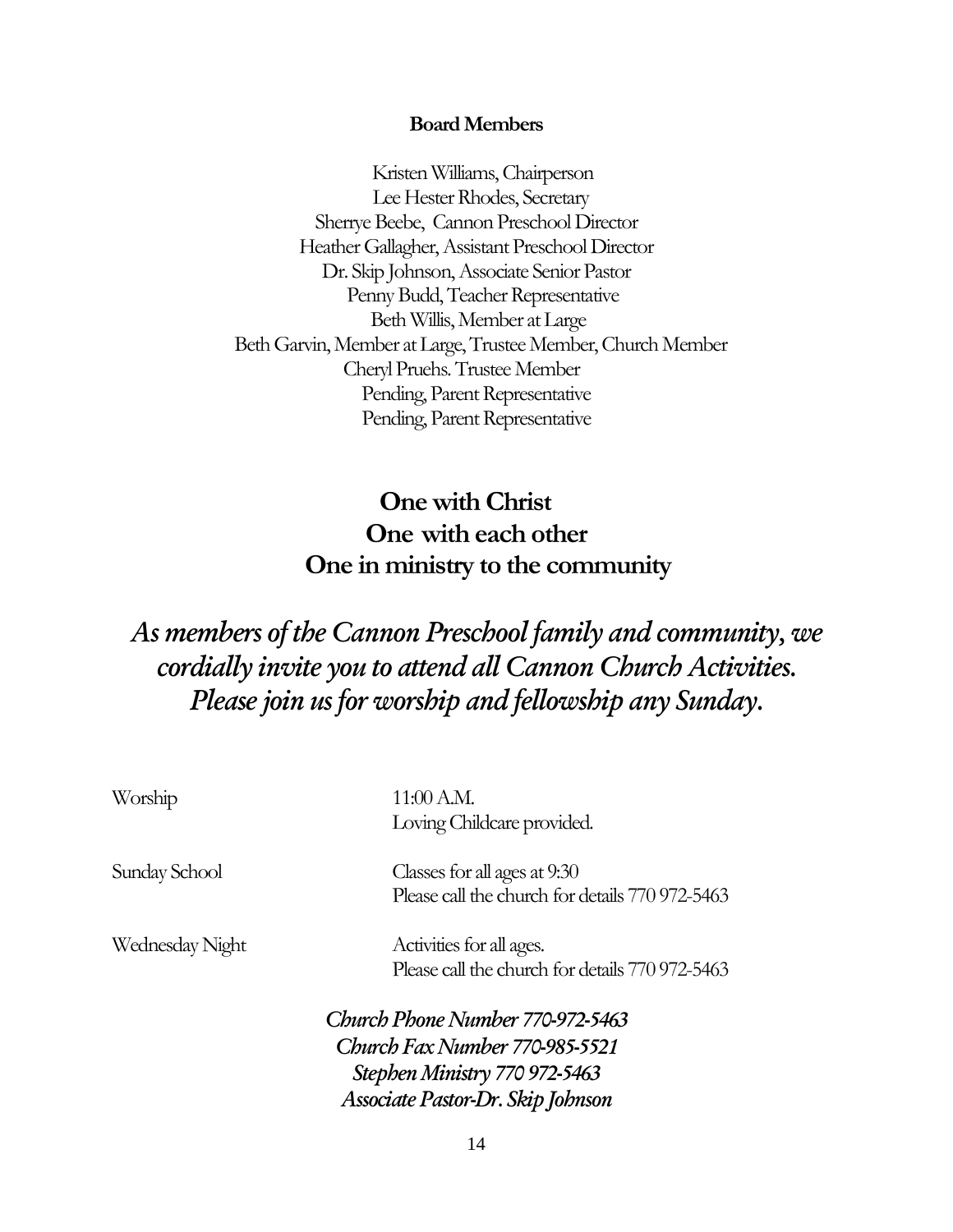**Board Members**

Kristen Williams, Chairperson
Lee Hester Rhodes, Secretary
Sherrye Beebe, Cannon Preschool Director
Heather Gallagher, Assistant Preschool Director
Dr. Skip Johnson, Associate Senior Pastor
Penny Budd, Teacher Representative
Beth Willis, Member at Large
Beth Garvin, Member at Large, Trustee Member, Church Member
Cheryl Pruehs. Trustee Member
Pending, Parent Representative
Pending, Parent Representative

**One with Christ**
**One with each other**
**One in ministry to the community**

***As members of the Cannon Preschool family and community, we cordially invite you to attend all Cannon Church Activities. Please join us for worship and fellowship any Sunday.***

| | |
|---|---|
| Worship | 11:00 A.M. Loving Childcare provided. |
| Sunday School | Classes for all ages at 9:30 Please call the church for details 770 972-5463 |
| Wednesday Night | Activities for all ages. Please call the church for details 770 972-5463 |

*Church Phone Number 770-972-5463*
*Church Fax Number 770-985-5521*
*Stephen Ministry 770 972-5463*
*Associate Pastor-Dr. Skip Johnson*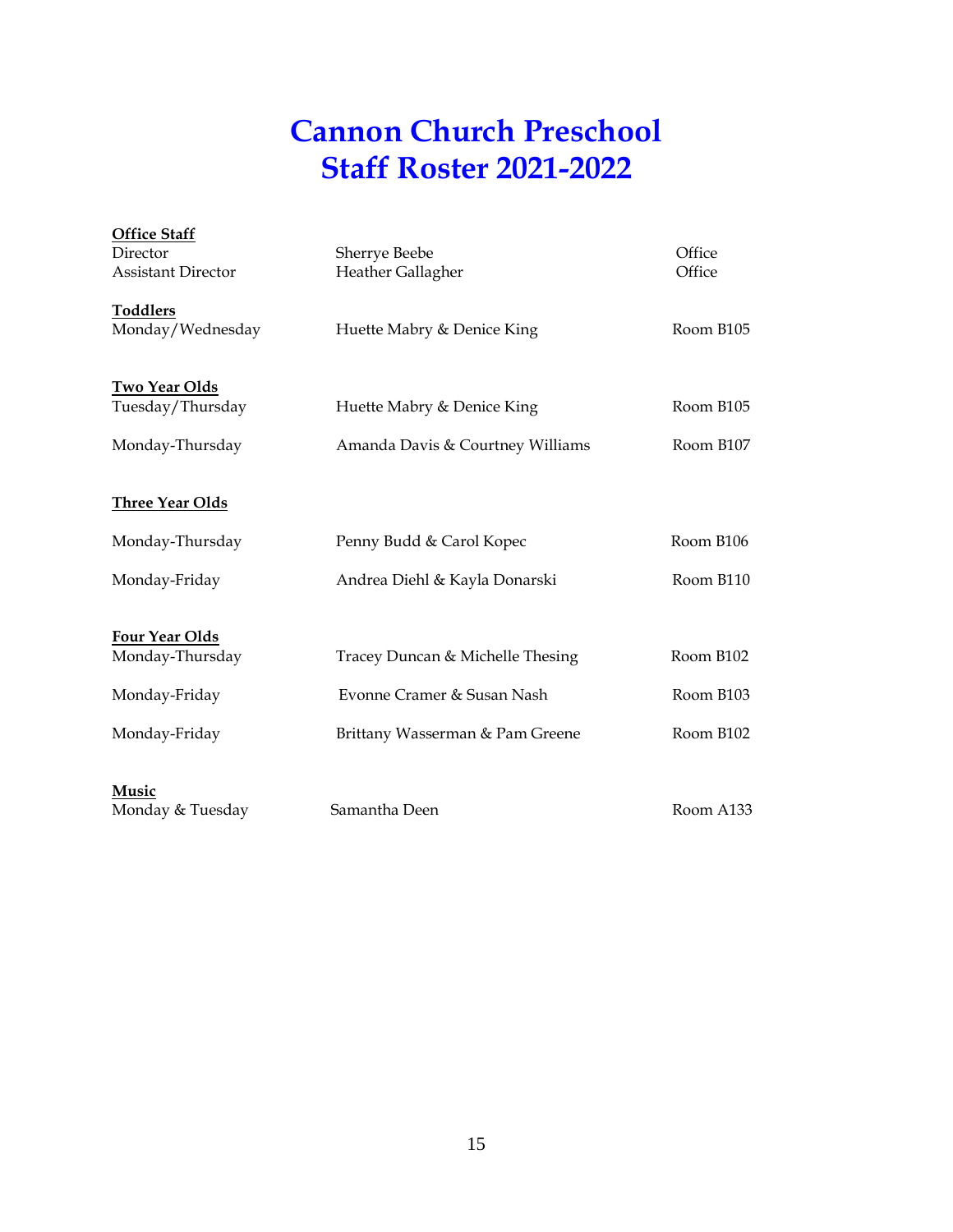# Cannon Church Preschool
# Staff Roster 2021-2022

**Office Staff**

| | | |
|---|---|---|
| Director | Sherrye Beebe | Office |
| Assistant Director | Heather Gallagher | Office |

**Toddlers**

| | | |
|---|---|---|
| Monday/Wednesday | Huette Mabry & Denice King | Room B105 |

**Two Year Olds**

| | | |
|---|---|---|
| Tuesday/Thursday | Huette Mabry & Denice King | Room B105 |
| Monday-Thursday | Amanda Davis & Courtney Williams | Room B107 |

**Three Year Olds**

| | | |
|---|---|---|
| Monday-Thursday | Penny Budd & Carol Kopec | Room B106 |
| Monday-Friday | Andrea Diehl & Kayla Donarski | Room B110 |

**Four Year Olds**

| | | |
|---|---|---|
| Monday-Thursday | Tracey Duncan & Michelle Thesing | Room B102 |
| Monday-Friday | Evonne Cramer & Susan Nash | Room B103 |
| Monday-Friday | Brittany Wasserman & Pam Greene | Room B102 |

**Music**

| | | |
|---|---|---|
| Monday & Tuesday | Samantha Deen | Room A133 |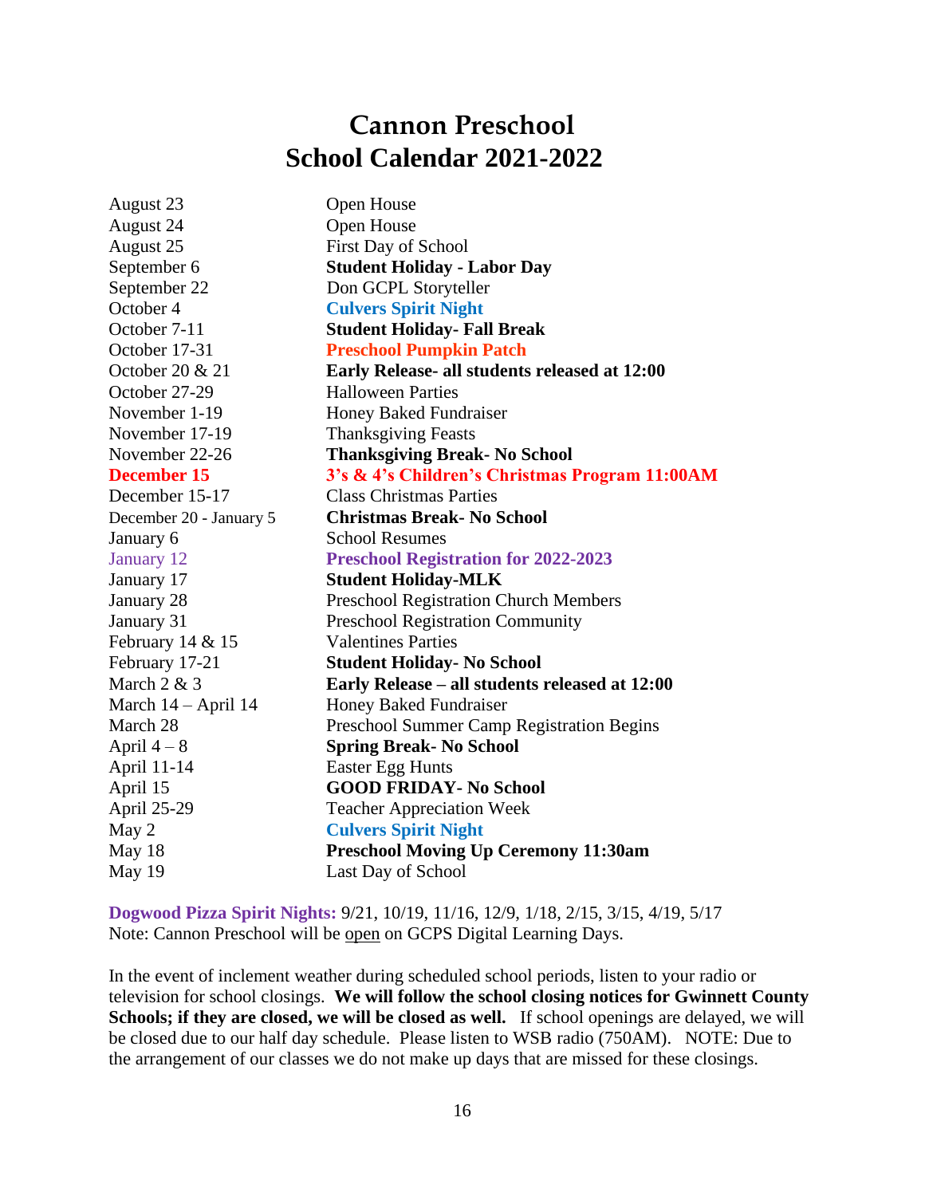# Cannon Preschool
# School Calendar 2021-2022

| | |
|---|---|
| August 23 | Open House |
| August 24 | Open House |
| August 25 | First Day of School |
| September 6 | **Student Holiday - Labor Day** |
| September 22 | Don GCPL Storyteller |
| October 4 | **Culvers Spirit Night** |
| October 7-11 | **Student Holiday- Fall Break** |
| October 17-31 | **Preschool Pumpkin Patch** |
| October 20 & 21 | **Early Release- all students released at 12:00** |
| October 27-29 | Halloween Parties |
| November 1-19 | Honey Baked Fundraiser |
| November 17-19 | Thanksgiving Feasts |
| November 22-26 | **Thanksgiving Break- No School** |
| **December 15** | **3's & 4's Children's Christmas Program 11:00AM** |
| December 15-17 | Class Christmas Parties |
| December 20 - January 5 | **Christmas Break- No School** |
| January 6 | School Resumes |
| January 12 | **Preschool Registration for 2022-2023** |
| January 17 | **Student Holiday-MLK** |
| January 28 | Preschool Registration Church Members |
| January 31 | Preschool Registration Community |
| February 14 & 15 | Valentines Parties |
| February 17-21 | **Student Holiday- No School** |
| March 2 & 3 | **Early Release – all students released at 12:00** |
| March 14 – April 14 | Honey Baked Fundraiser |
| March 28 | Preschool Summer Camp Registration Begins |
| April 4 – 8 | **Spring Break- No School** |
| April 11-14 | Easter Egg Hunts |
| April 15 | **GOOD FRIDAY- No School** |
| April 25-29 | Teacher Appreciation Week |
| May 2 | **Culvers Spirit Night** |
| May 18 | **Preschool Moving Up Ceremony 11:30am** |
| May 19 | Last Day of School |

**Dogwood Pizza Spirit Nights:** 9/21, 10/19, 11/16, 12/9, 1/18, 2/15, 3/15, 4/19, 5/17
Note: Cannon Preschool will be open on GCPS Digital Learning Days.

In the event of inclement weather during scheduled school periods, listen to your radio or television for school closings. **We will follow the school closing notices for Gwinnett County Schools; if they are closed, we will be closed as well.** If school openings are delayed, we will be closed due to our half day schedule. Please listen to WSB radio (750AM). NOTE: Due to the arrangement of our classes we do not make up days that are missed for these closings.